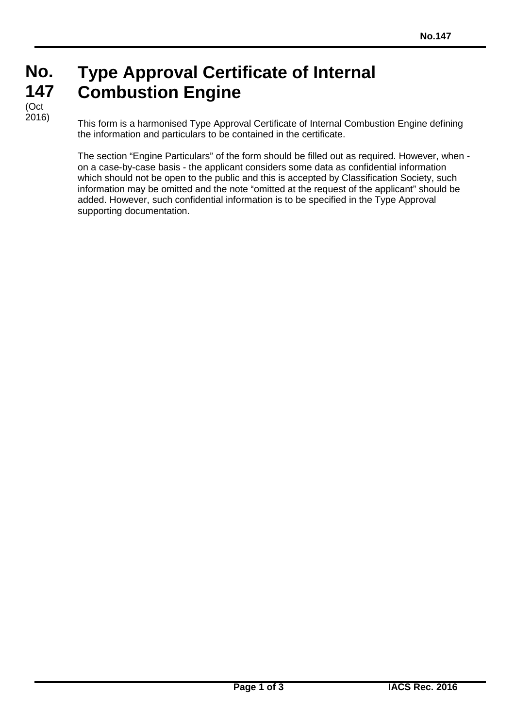# No. 147 (Oct 2016) Type Approval Certificate of Internal Combustion Engine

This form is a harmonised Type Approval Certificate of Internal Combustion Engine defining the information and particulars to be contained in the certificate.

The section "Engine Particulars" of the form should be filled out as required. However, when - on a case-by-case basis - the applicant considers some data as confidential information which should not be open to the public and this is accepted by Classification Society, such information may be omitted and the note "omitted at the request of the applicant" should be added. However, such confidential information is to be specified in the Type Approval supporting documentation.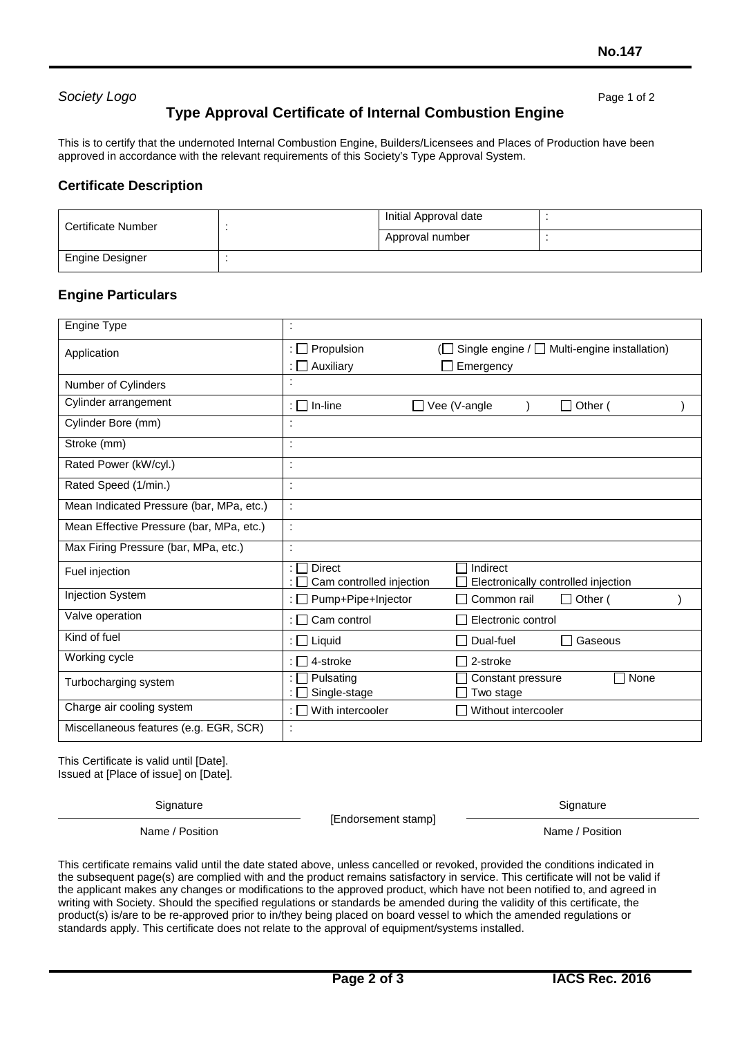*Society Logo*

Page 1 of 2

## Type Approval Certificate of Internal Combustion Engine

This is to certify that the undernoted Internal Combustion Engine, Builders/Licensees and Places of Production have been approved in accordance with the relevant requirements of this Society's Type Approval System.

### Certificate Description

| Certificate Number | : | Initial Approval date | : |
|---|---|---|---|
| | | Approval number | : |
| Engine Designer | : | | |

### Engine Particulars

| | |
|---|---|
| Engine Type | : |
| Application | : ☐ Propulsion (☐ Single engine / ☐ Multi-engine installation)<br>: ☐ Auxiliary ☐ Emergency |
| Number of Cylinders | : |
| Cylinder arrangement | : ☐ In-line ☐ Vee (V-angle ) ☐ Other ( ) |
| Cylinder Bore (mm) | : |
| Stroke (mm) | : |
| Rated Power (kW/cyl.) | : |
| Rated Speed (1/min.) | : |
| Mean Indicated Pressure (bar, MPa, etc.) | : |
| Mean Effective Pressure (bar, MPa, etc.) | : |
| Max Firing Pressure (bar, MPa, etc.) | : |
| Fuel injection | : ☐ Direct ☐ Indirect<br>: ☐ Cam controlled injection ☐ Electronically controlled injection |
| Injection System | : ☐ Pump+Pipe+Injector ☐ Common rail ☐ Other ( ) |
| Valve operation | : ☐ Cam control ☐ Electronic control |
| Kind of fuel | : ☐ Liquid ☐ Dual-fuel ☐ Gaseous |
| Working cycle | : ☐ 4-stroke ☐ 2-stroke |
| Turbocharging system | : ☐ Pulsating ☐ Constant pressure ☐ None<br>: ☐ Single-stage ☐ Two stage |
| Charge air cooling system | : ☐ With intercooler ☐ Without intercooler |
| Miscellaneous features (e.g. EGR, SCR) | : |

This Certificate is valid until [Date].
Issued at [Place of issue] on [Date].

| Signature | | Signature |
|---|---|---|
| Name / Position | [Endorsement stamp] | Name / Position |

This certificate remains valid until the date stated above, unless cancelled or revoked, provided the conditions indicated in the subsequent page(s) are complied with and the product remains satisfactory in service. This certificate will not be valid if the applicant makes any changes or modifications to the approved product, which have not been notified to, and agreed in writing with Society. Should the specified regulations or standards be amended during the validity of this certificate, the product(s) is/are to be re-approved prior to in/they being placed on board vessel to which the amended regulations or standards apply. This certificate does not relate to the approval of equipment/systems installed.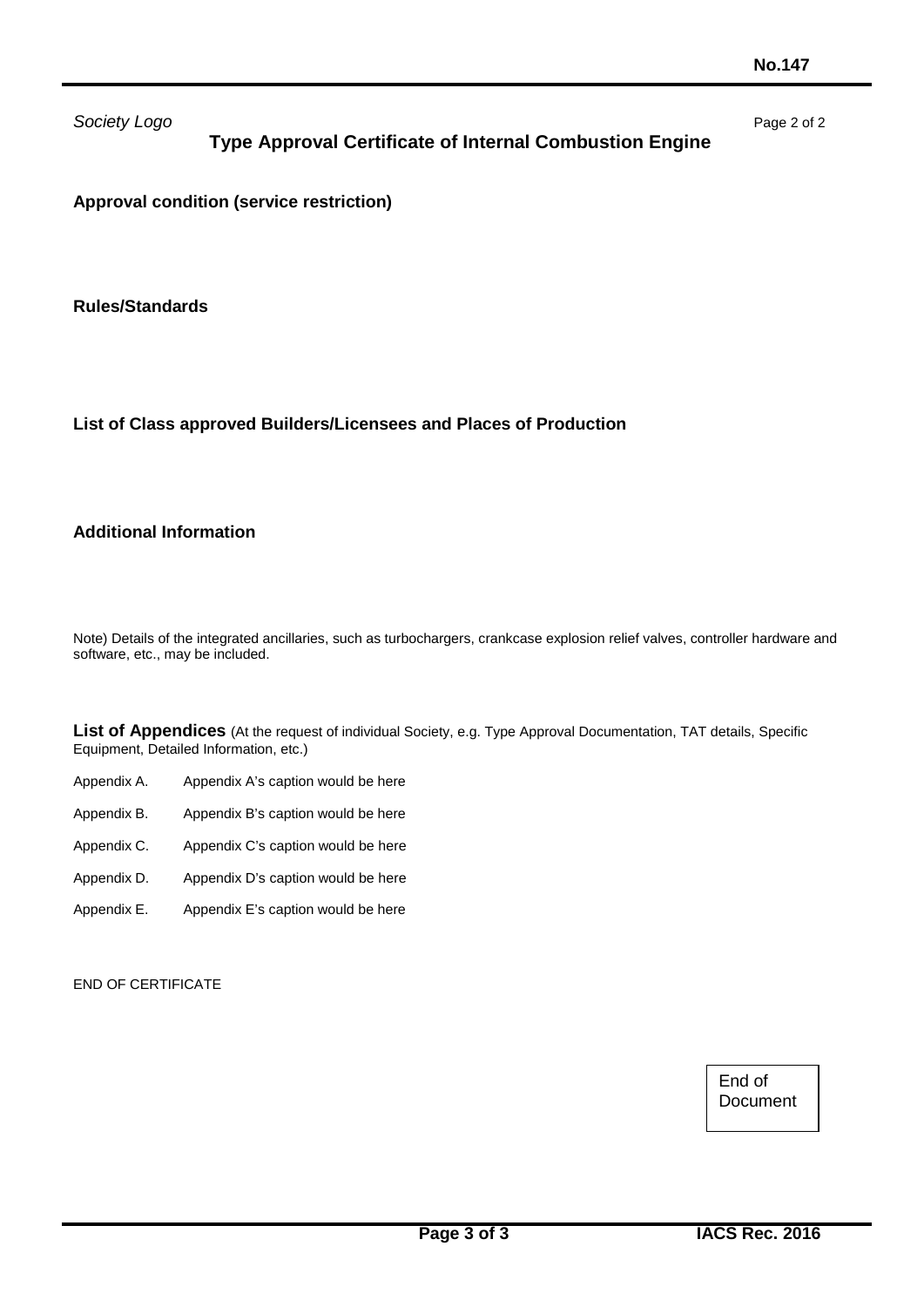*Society Logo*

Page 2 of 2

## Type Approval Certificate of Internal Combustion Engine

**Approval condition (service restriction)**

**Rules/Standards**

**List of Class approved Builders/Licensees and Places of Production**

**Additional Information**

Note) Details of the integrated ancillaries, such as turbochargers, crankcase explosion relief valves, controller hardware and software, etc., may be included.

**List of Appendices** (At the request of individual Society, e.g. Type Approval Documentation, TAT details, Specific Equipment, Detailed Information, etc.)

Appendix A. Appendix A's caption would be here

Appendix B. Appendix B's caption would be here

Appendix C. Appendix C's caption would be here

Appendix D. Appendix D's caption would be here

Appendix E. Appendix E's caption would be here

END OF CERTIFICATE

End of Document